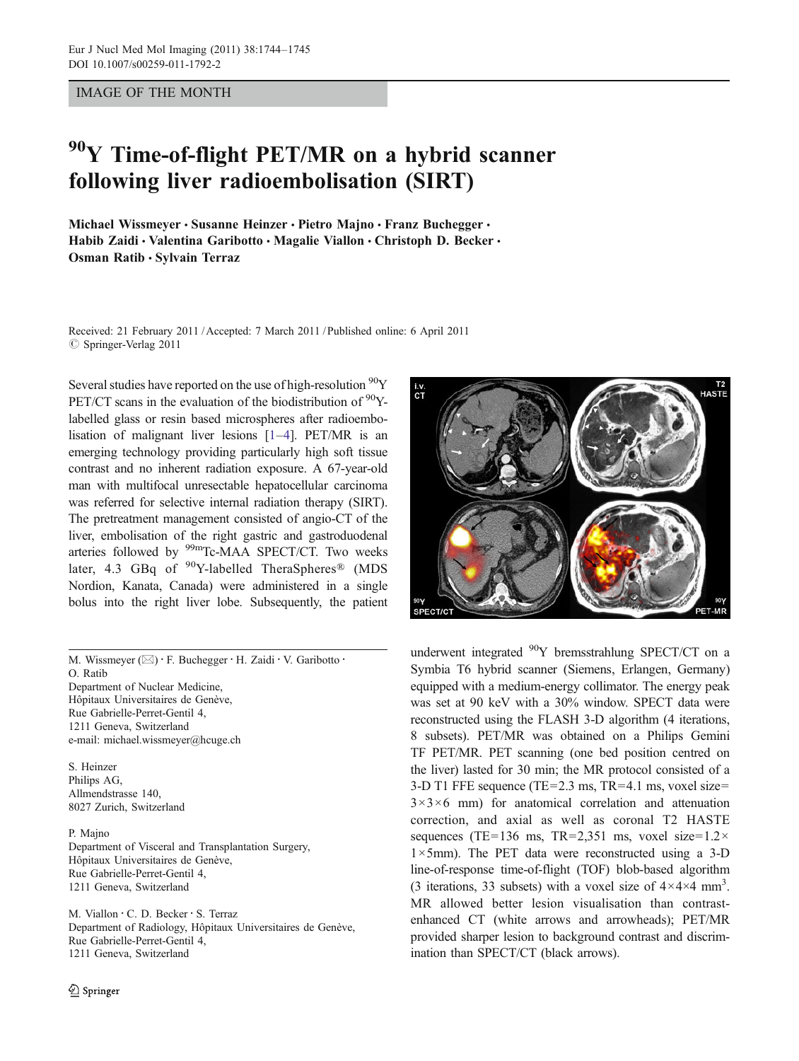IMAGE OF THE MONTH

# $^{90}$Y Time-of-flight PET/MR on a hybrid scanner following liver radioembolisation (SIRT)

**Michael Wissmeyer · Susanne Heinzer · Pietro Majno · Franz Buchegger · Habib Zaidi · Valentina Garibotto · Magalie Viallon · Christoph D. Becker · Osman Ratib · Sylvain Terraz**

Received: 21 February 2011 / Accepted: 7 March 2011 / Published online: 6 April 2011
© Springer-Verlag 2011

Several studies have reported on the use of high-resolution $^{90}$Y PET/CT scans in the evaluation of the biodistribution of $^{90}$Y-labelled glass or resin based microspheres after radioembolisation of malignant liver lesions [1–4]. PET/MR is an emerging technology providing particularly high soft tissue contrast and no inherent radiation exposure. A 67-year-old man with multifocal unresectable hepatocellular carcinoma was referred for selective internal radiation therapy (SIRT). The pretreatment management consisted of angio-CT of the liver, embolisation of the right gastric and gastroduodenal arteries followed by $^{99m}$Tc-MAA SPECT/CT. Two weeks later, 4.3 GBq of $^{90}$Y-labelled TheraSpheres® (MDS Nordion, Kanata, Canada) were administered in a single bolus into the right liver lobe. Subsequently, the patient underwent integrated $^{90}$Y bremsstrahlung SPECT/CT on a Symbia T6 hybrid scanner (Siemens, Erlangen, Germany) equipped with a medium-energy collimator. The energy peak was set at 90 keV with a 30% window. SPECT data were reconstructed using the FLASH 3-D algorithm (4 iterations, 8 subsets). PET/MR was obtained on a Philips Gemini TF PET/MR. PET scanning (one bed position centred on the liver) lasted for 30 min; the MR protocol consisted of a 3-D T1 FFE sequence (TE=2.3 ms, TR=4.1 ms, voxel size= 3×3×6 mm) for anatomical correlation and attenuation correction, and axial as well as coronal T2 HASTE sequences (TE=136 ms, TR=2,351 ms, voxel size=1.2× 1×5mm). The PET data were reconstructed using a 3-D line-of-response time-of-flight (TOF) blob-based algorithm (3 iterations, 33 subsets) with a voxel size of 4×4×4 mm$^3$. MR allowed better lesion visualisation than contrast-enhanced CT (white arrows and arrowheads); PET/MR provided sharper lesion to background contrast and discrimination than SPECT/CT (black arrows).

M. Wissmeyer (✉) · F. Buchegger · H. Zaidi · V. Garibotto · O. Ratib
Department of Nuclear Medicine,
Hôpitaux Universitaires de Genève,
Rue Gabrielle-Perret-Gentil 4,
1211 Geneva, Switzerland
e-mail: michael.wissmeyer@hcuge.ch

S. Heinzer
Philips AG,
Allmendstrasse 140,
8027 Zurich, Switzerland

P. Majno
Department of Visceral and Transplantation Surgery,
Hôpitaux Universitaires de Genève,
Rue Gabrielle-Perret-Gentil 4,
1211 Geneva, Switzerland

M. Viallon · C. D. Becker · S. Terraz
Department of Radiology, Hôpitaux Universitaires de Genève,
Rue Gabrielle-Perret-Gentil 4,
1211 Geneva, Switzerland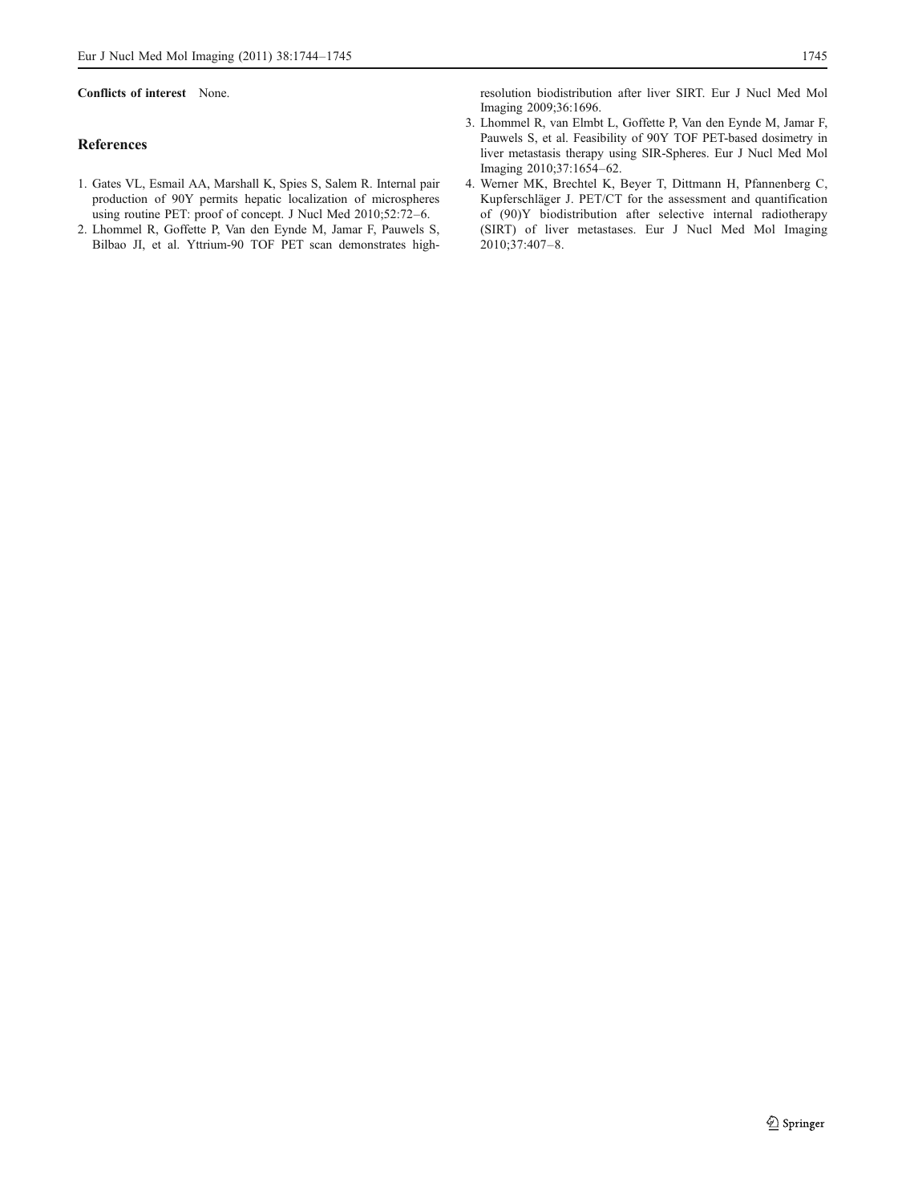**Conflicts of interest** None.

## References

1. Gates VL, Esmail AA, Marshall K, Spies S, Salem R. Internal pair production of 90Y permits hepatic localization of microspheres using routine PET: proof of concept. J Nucl Med 2010;52:72–6.
2. Lhommel R, Goffette P, Van den Eynde M, Jamar F, Pauwels S, Bilbao JI, et al. Yttrium-90 TOF PET scan demonstrates high-resolution biodistribution after liver SIRT. Eur J Nucl Med Mol Imaging 2009;36:1696.
3. Lhommel R, van Elmbt L, Goffette P, Van den Eynde M, Jamar F, Pauwels S, et al. Feasibility of 90Y TOF PET-based dosimetry in liver metastasis therapy using SIR-Spheres. Eur J Nucl Med Mol Imaging 2010;37:1654–62.
4. Werner MK, Brechtel K, Beyer T, Dittmann H, Pfannenberg C, Kupferschläger J. PET/CT for the assessment and quantification of (90)Y biodistribution after selective internal radiotherapy (SIRT) of liver metastases. Eur J Nucl Med Mol Imaging 2010;37:407–8.